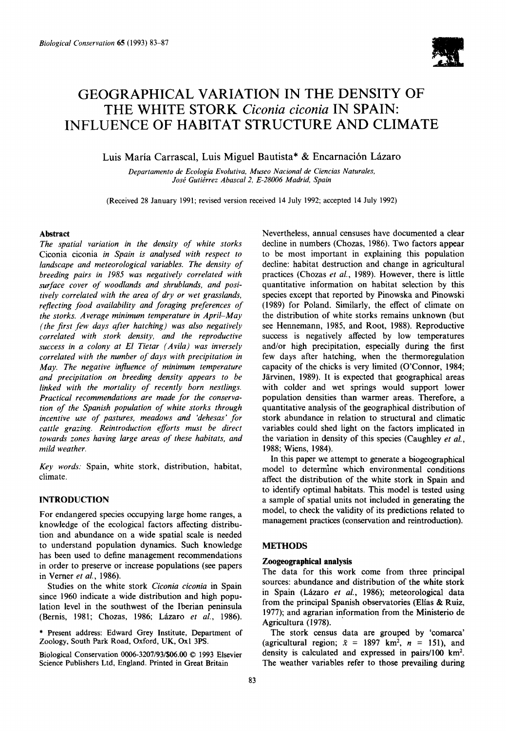# GEOGRAPHICAL VARIATION IN THE DENSITY OF THE WHITE STORK *Ciconia ciconia* IN SPAIN: INFLUENCE OF HABITAT STRUCTURE AND CLIMATE

Luis María Carrascal, Luis Miguel Bautista* & Encarnación Lázaro

*Departamento de Ecología Evolutiva, Museo Nacional de Ciencias Naturales, José Gutiérrez Abascal 2, E-28006 Madrid, Spain*

(Received 28 January 1991; revised version received 14 July 1992; accepted 14 July 1992)

## Abstract

*The spatial variation in the density of white storks* Ciconia ciconia *in Spain is analysed with respect to landscape and meteorological variables. The density of breeding pairs in 1985 was negatively correlated with surface cover of woodlands and shrublands, and positively correlated with the area of dry or wet grasslands, reflecting food availability and foraging preferences of the storks. Average minimum temperature in April–May (the first few days after hatching) was also negatively correlated with stork density, and the reproductive success in a colony at El Tietar (Avila) was inversely correlated with the number of days with precipitation in May. The negative influence of minimum temperature and precipitation on breeding density appears to be linked with the mortality of recently born nestlings. Practical recommendations are made for the conservation of the Spanish population of white storks through incentive use of pastures, meadows and 'dehesas' for cattle grazing. Reintroduction efforts must be direct towards zones having large areas of these habitats, and mild weather.*

*Key words:* Spain, white stork, distribution, habitat, climate.

## INTRODUCTION

For endangered species occupying large home ranges, a knowledge of the ecological factors affecting distribution and abundance on a wide spatial scale is needed to understand population dynamics. Such knowledge has been used to define management recommendations in order to preserve or increase populations (see papers in Verner *et al.*, 1986).

Studies on the white stork *Ciconia ciconia* in Spain since 1960 indicate a wide distribution and high population level in the southwest of the Iberian peninsula (Bernis, 1981; Chozas, 1986; Lázaro *et al.*, 1986). Nevertheless, annual censuses have documented a clear decline in numbers (Chozas, 1986). Two factors appear to be most important in explaining this population decline: habitat destruction and change in agricultural practices (Chozas *et al.*, 1989). However, there is little quantitative information on habitat selection by this species except that reported by Pinowska and Pinowski (1989) for Poland. Similarly, the effect of climate on the distribution of white storks remains unknown (but see Hennemann, 1985, and Root, 1988). Reproductive success is negatively affected by low temperatures and/or high precipitation, especially during the first few days after hatching, when the thermoregulation capacity of the chicks is very limited (O'Connor, 1984; Järvinen, 1989). It is expected that geographical areas with colder and wet springs would support lower population densities than warmer areas. Therefore, a quantitative analysis of the geographical distribution of stork abundance in relation to structural and climatic variables could shed light on the factors implicated in the variation in density of this species (Caughley *et al.*, 1988; Wiens, 1984).

In this paper we attempt to generate a biogeographical model to determine which environmental conditions affect the distribution of the white stork in Spain and to identify optimal habitats. This model is tested using a sample of spatial units not included in generating the model, to check the validity of its predictions related to management practices (conservation and reintroduction).

## METHODS

### Zoogeographical analysis

The data for this work come from three principal sources: abundance and distribution of the white stork in Spain (Lázaro *et al.*, 1986); meteorological data from the principal Spanish observatories (Elías & Ruiz, 1977); and agrarian information from the Ministerio de Agricultura (1978).

The stork census data are grouped by 'comarca' (agricultural region; $\bar{x}$ = 1897 km², $n$ = 151), and density is calculated and expressed in pairs/100 km². The weather variables refer to those prevailing during

\* Present address: Edward Grey Institute, Department of Zoology, South Park Road, Oxford, UK, Ox1 3PS.

Biological Conservation 0006-3207/93/$06.00 © 1993 Elsevier Science Publishers Ltd, England. Printed in Great Britain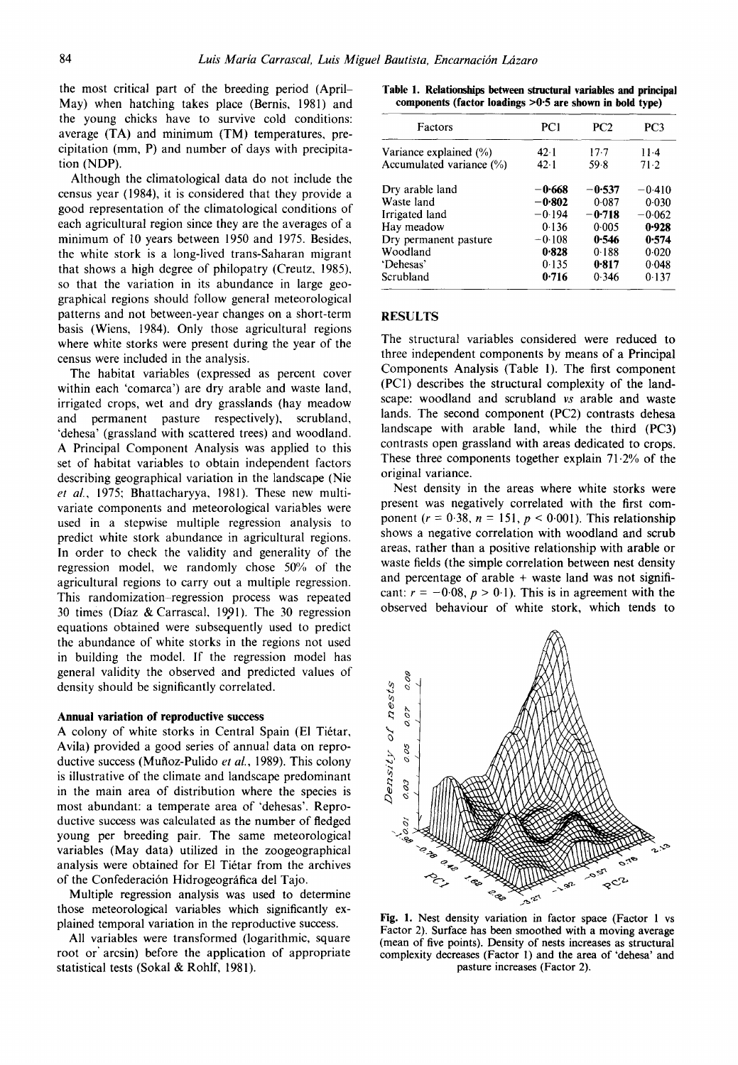the most critical part of the breeding period (April–May) when hatching takes place (Bernis, 1981) and the young chicks have to survive cold conditions: average (TA) and minimum (TM) temperatures, precipitation (mm, P) and number of days with precipitation (NDP).

Although the climatological data do not include the census year (1984), it is considered that they provide a good representation of the climatological conditions of each agricultural region since they are the averages of a minimum of 10 years between 1950 and 1975. Besides, the white stork is a long-lived trans-Saharan migrant that shows a high degree of philopatry (Creutz, 1985), so that the variation in its abundance in large geographical regions should follow general meteorological patterns and not between-year changes on a short-term basis (Wiens, 1984). Only those agricultural regions where white storks were present during the year of the census were included in the analysis.

The habitat variables (expressed as percent cover within each 'comarca') are dry arable and waste land, irrigated crops, wet and dry grasslands (hay meadow and permanent pasture respectively), scrubland, 'dehesa' (grassland with scattered trees) and woodland. A Principal Component Analysis was applied to this set of habitat variables to obtain independent factors describing geographical variation in the landscape (Nie *et al.*, 1975; Bhattacharyya, 1981). These new multivariate components and meteorological variables were used in a stepwise multiple regression analysis to predict white stork abundance in agricultural regions. In order to check the validity and generality of the regression model, we randomly chose 50% of the agricultural regions to carry out a multiple regression. This randomization–regression process was repeated 30 times (Díaz & Carrascal, 1991). The 30 regression equations obtained were subsequently used to predict the abundance of white storks in the regions not used in building the model. If the regression model has general validity the observed and predicted values of density should be significantly correlated.

### Annual variation of reproductive success

A colony of white storks in Central Spain (El Tiétar, Avila) provided a good series of annual data on reproductive success (Muñoz-Pulido *et al.*, 1989). This colony is illustrative of the climate and landscape predominant in the main area of distribution where the species is most abundant: a temperate area of 'dehesas'. Reproductive success was calculated as the number of fledged young per breeding pair. The same meteorological variables (May data) utilized in the zoogeographical analysis were obtained for El Tiétar from the archives of the Confederación Hidrogeográfica del Tajo.

Multiple regression analysis was used to determine those meteorological variables which significantly explained temporal variation in the reproductive success.

All variables were transformed (logarithmic, square root or arcsin) before the application of appropriate statistical tests (Sokal & Rohlf, 1981).

**Table 1. Relationships between structural variables and principal components (factor loadings >0·5 are shown in bold type)**

| Factors | PC1 | PC2 | PC3 |
|---|---|---|---|
| Variance explained (%) | 42·1 | 17·7 | 11·4 |
| Accumulated variance (%) | 42·1 | 59·8 | 71·2 |
| Dry arable land | **−0·668** | **−0·537** | −0·410 |
| Waste land | **−0·802** | 0·087 | 0·030 |
| Irrigated land | −0·194 | **−0·718** | −0·062 |
| Hay meadow | 0·136 | 0·005 | **0·928** |
| Dry permanent pasture | −0·108 | **0·546** | **0·574** |
| Woodland | **0·828** | 0·188 | 0·020 |
| 'Dehesas' | 0·135 | **0·817** | 0·048 |
| Scrubland | **0·716** | 0·346 | 0·137 |

## RESULTS

The structural variables considered were reduced to three independent components by means of a Principal Components Analysis (Table 1). The first component (PC1) describes the structural complexity of the landscape: woodland and scrubland *vs* arable and waste lands. The second component (PC2) contrasts dehesa landscape with arable land, while the third (PC3) contrasts open grassland with areas dedicated to crops. These three components together explain 71·2% of the original variance.

Nest density in the areas where white storks were present was negatively correlated with the first component ($r = 0{\cdot}38$, $n = 151$, $p < 0{\cdot}001$). This relationship shows a negative correlation with woodland and scrub areas, rather than a positive relationship with arable or waste fields (the simple correlation between nest density and percentage of arable + waste land was not significant: $r = -0{\cdot}08$, $p > 0{\cdot}1$). This is in agreement with the observed behaviour of white stork, which tends to

**Fig. 1.** Nest density variation in factor space (Factor 1 vs Factor 2). Surface has been smoothed with a moving average (mean of five points). Density of nests increases as structural complexity decreases (Factor 1) and the area of 'dehesa' and pasture increases (Factor 2).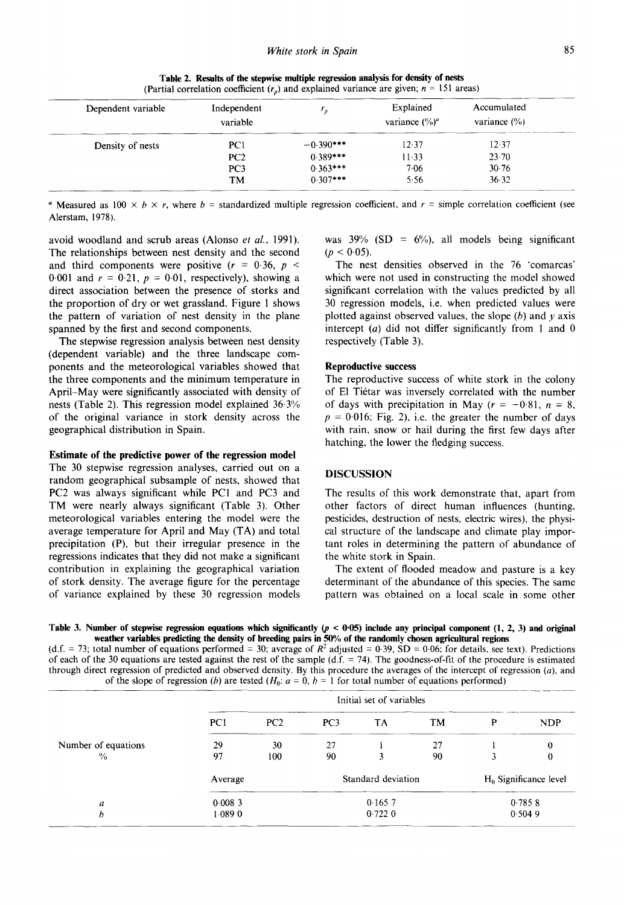**Table 2. Results of the stepwise multiple regression analysis for density of nests**
(Partial correlation coefficient ($r_p$) and explained variance are given; $n$ = 151 areas)

| Dependent variable | Independent variable | $r_p$ | Explained variance (%)[a] | Accumulated variance (%) |
|---|---|---|---|---|
| Density of nests | PC1 | −0·390*** | 12·37 | 12·37 |
| | PC2 | 0·389*** | 11·33 | 23·70 |
| | PC3 | 0·363*** | 7·06 | 30·76 |
| | TM | 0·307*** | 5·56 | 36·32 |

[a] Measured as 100 × $b$ × $r$, where $b$ = standardized multiple regression coefficient, and $r$ = simple correlation coefficient (see Alerstam, 1978).

avoid woodland and scrub areas (Alonso *et al.*, 1991). The relationships between nest density and the second and third components were positive ($r = 0{\cdot}36$, $p < 0{\cdot}001$ and $r = 0{\cdot}21$, $p = 0{\cdot}01$, respectively), showing a direct association between the presence of storks and the proportion of dry or wet grassland. Figure 1 shows the pattern of variation of nest density in the plane spanned by the first and second components.

The stepwise regression analysis between nest density (dependent variable) and the three landscape components and the meteorological variables showed that the three components and the minimum temperature in April–May were significantly associated with density of nests (Table 2). This regression model explained 36·3% of the original variance in stork density across the geographical distribution in Spain.

### Estimate of the predictive power of the regression model

The 30 stepwise regression analyses, carried out on a random geographical subsample of nests, showed that PC2 was always significant while PC1 and PC3 and TM were nearly always significant (Table 3). Other meteorological variables entering the model were the average temperature for April and May (TA) and total precipitation (P), but their irregular presence in the regressions indicates that they did not make a significant contribution in explaining the geographical variation of stork density. The average figure for the percentage of variance explained by these 30 regression models was 39% (SD = 6%), all models being significant ($p < 0{\cdot}05$).

The nest densities observed in the 76 'comarcas' which were not used in constructing the model showed significant correlation with the values predicted by all 30 regression models, i.e. when predicted values were plotted against observed values, the slope ($b$) and $y$ axis intercept ($a$) did not differ significantly from 1 and 0 respectively (Table 3).

### Reproductive success

The reproductive success of white stork in the colony of El Tiétar was inversely correlated with the number of days with precipitation in May ($r = -0{\cdot}81$, $n = 8$, $p = 0{\cdot}016$; Fig. 2), i.e. the greater the number of days with rain, snow or hail during the first few days after hatching, the lower the fledging success.

## DISCUSSION

The results of this work demonstrate that, apart from other factors of direct human influences (hunting, pesticides, destruction of nests, electric wires), the physical structure of the landscape and climate play important roles in determining the pattern of abundance of the white stork in Spain.

The extent of flooded meadow and pasture is a key determinant of the abundance of this species. The same pattern was obtained on a local scale in some other

**Table 3. Number of stepwise regression equations which significantly ($p < 0{\cdot}05$) include any principal component (1, 2, 3) and original weather variables predicting the density of breeding pairs in 50% of the randomly chosen agricultural regions**
(d.f. = 73; total number of equations performed = 30; average of $R^2$ adjusted = 0·39, SD = 0·06; for details, see text). Predictions of each of the 30 equations are tested against the rest of the sample (d.f. = 74). The goodness-of-fit of the procedure is estimated through direct regression of predicted and observed density. By this procedure the averages of the intercept of regression ($a$), and of the slope of regression ($b$) are tested ($H_0$: $a = 0$, $b = 1$ for total number of equations performed)

| | Initial set of variables | | | | | | |
|---|---|---|---|---|---|---|---|
| | PC1 | PC2 | PC3 | TA | TM | P | NDP |
| Number of equations | 29 | 30 | 27 | 1 | 27 | 1 | 0 |
| % | 97 | 100 | 90 | 3 | 90 | 3 | 0 |
| | Average | | Standard deviation | | | $H_0$ Significance level | |
| $a$ | 0·008 3 | | 0·165 7 | | | 0·785 8 | |
| $b$ | 1·089 0 | | 0·722 0 | | | 0·504 9 | |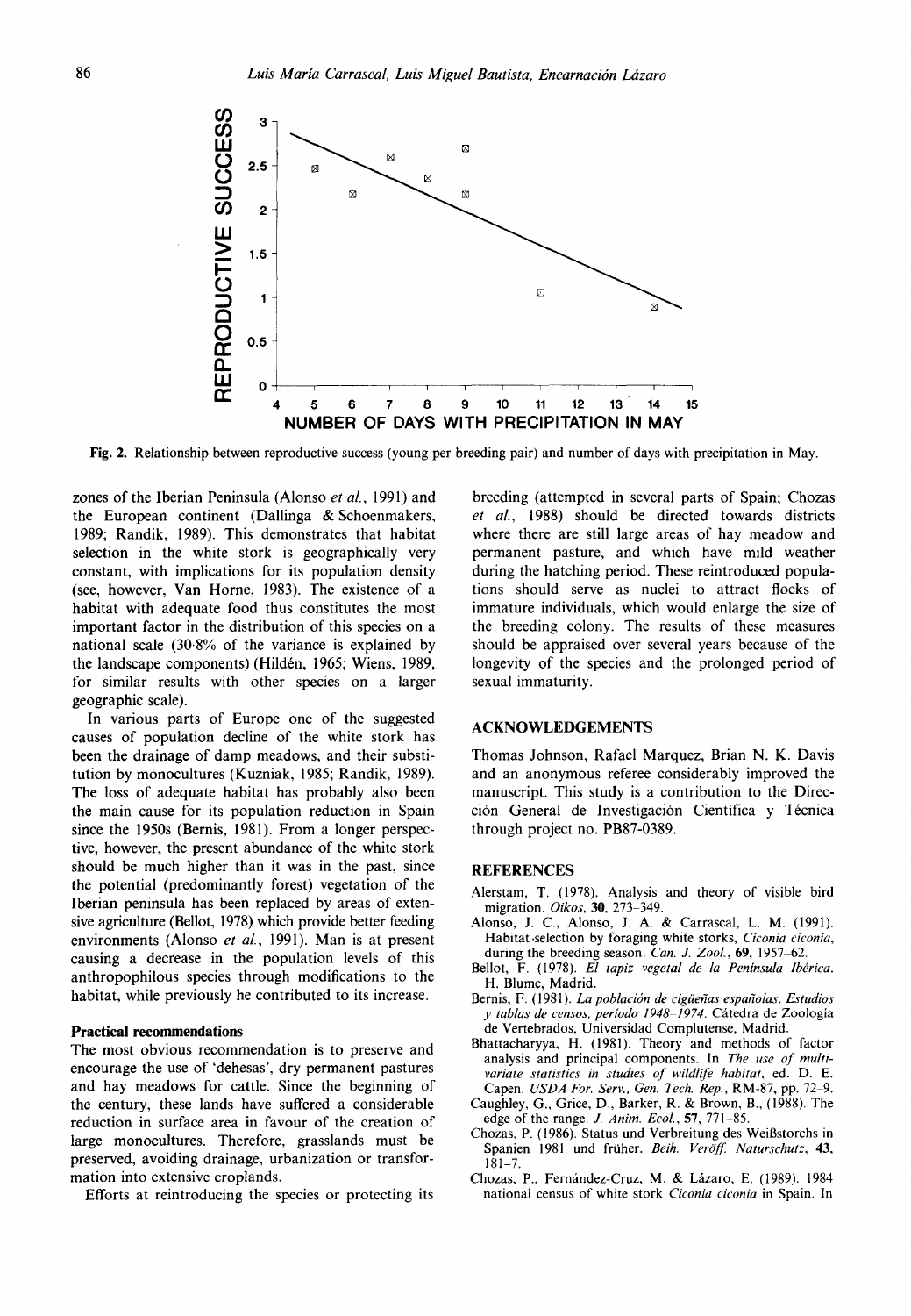Fig. 2. Relationship between reproductive success (young per breeding pair) and number of days with precipitation in May.

zones of the Iberian Peninsula (Alonso *et al.*, 1991) and the European continent (Dallinga & Schoenmakers, 1989; Randik, 1989). This demonstrates that habitat selection in the white stork is geographically very constant, with implications for its population density (see, however, Van Horne, 1983). The existence of a habitat with adequate food thus constitutes the most important factor in the distribution of this species on a national scale (30·8% of the variance is explained by the landscape components) (Hildén, 1965; Wiens, 1989, for similar results with other species on a larger geographic scale).

In various parts of Europe one of the suggested causes of population decline of the white stork has been the drainage of damp meadows, and their substitution by monocultures (Kuzniak, 1985; Randik, 1989). The loss of adequate habitat has probably also been the main cause for its population reduction in Spain since the 1950s (Bernis, 1981). From a longer perspective, however, the present abundance of the white stork should be much higher than it was in the past, since the potential (predominantly forest) vegetation of the Iberian peninsula has been replaced by areas of extensive agriculture (Bellot, 1978) which provide better feeding environments (Alonso *et al.*, 1991). Man is at present causing a decrease in the population levels of this anthropophilous species through modifications to the habitat, while previously he contributed to its increase.

### Practical recommendations

The most obvious recommendation is to preserve and encourage the use of 'dehesas', dry permanent pastures and hay meadows for cattle. Since the beginning of the century, these lands have suffered a considerable reduction in surface area in favour of the creation of large monocultures. Therefore, grasslands must be preserved, avoiding drainage, urbanization or transformation into extensive croplands.

Efforts at reintroducing the species or protecting its breeding (attempted in several parts of Spain; Chozas *et al.*, 1988) should be directed towards districts where there are still large areas of hay meadow and permanent pasture, and which have mild weather during the hatching period. These reintroduced populations should serve as nuclei to attract flocks of immature individuals, which would enlarge the size of the breeding colony. The results of these measures should be appraised over several years because of the longevity of the species and the prolonged period of sexual immaturity.

## ACKNOWLEDGEMENTS

Thomas Johnson, Rafael Marquez, Brian N. K. Davis and an anonymous referee considerably improved the manuscript. This study is a contribution to the Dirección General de Investigación Científica y Técnica through project no. PB87-0389.

## REFERENCES

Alerstam, T. (1978). Analysis and theory of visible bird migration. *Oikos*, **30**, 273–349.

Alonso, J. C., Alonso, J. A. & Carrascal, L. M. (1991). Habitat selection by foraging white storks, *Ciconia ciconia*, during the breeding season. *Can. J. Zool.*, **69**, 1957–62.

Bellot, F. (1978). *El tapiz vegetal de la Península Ibérica*. H. Blume, Madrid.

Bernis, F. (1981). *La población de cigüeñas españolas. Estudios y tablas de censos, período 1948–1974*. Cátedra de Zoología de Vertebrados, Universidad Complutense, Madrid.

Bhattacharyya, H. (1981). Theory and methods of factor analysis and principal components. In *The use of multivariate statistics in studies of wildlife habitat*, ed. D. E. Capen. *USDA For. Serv., Gen. Tech. Rep.*, RM-87, pp. 72–9.

Caughley, G., Grice, D., Barker, R. & Brown, B., (1988). The edge of the range. *J. Anim. Ecol.*, **57**, 771–85.

Chozas, P. (1986). Status und Verbreitung des Weißstorchs in Spanien 1981 und früher. *Beih. Veröff. Naturschutz*, **43**, 181–7.

Chozas, P., Fernández-Cruz, M. & Lázaro, E. (1989). 1984 national census of white stork *Ciconia ciconia* in Spain. In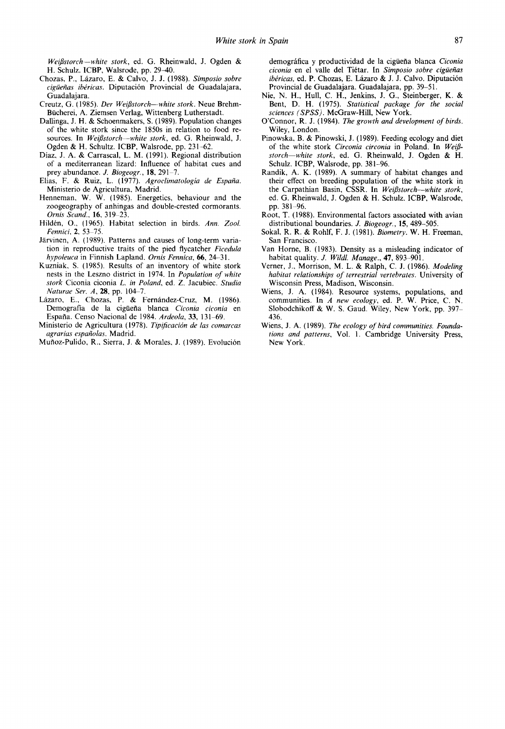*Weißstorch—white stork*, ed. G. Rheinwald, J. Ogden & H. Schulz. ICBP, Walsrode, pp. 29–40.

Chozas, P., Lázaro, E. & Calvo, J. J. (1988). *Simposio sobre cigüeñas ibéricas*. Diputación Provincial de Guadalajara, Guadalajara.

Creutz, G. (1985). *Der Weißstorch—white stork*. Neue Brehm-Bücherei, A. Ziemsen Verlag, Wittenberg Lutherstadt.

Dallinga, J. H. & Schoenmakers, S. (1989). Population changes of the white stork since the 1850s in relation to food resources. In *Weißstorch—white stork*, ed. G. Rheinwald, J. Ogden & H. Schultz. ICBP, Walsrode, pp. 231–62.

Díaz, J. A. & Carrascal, L. M. (1991). Regional distribution of a mediterranean lizard: Influence of habitat cues and prey abundance. *J. Biogeogr.*, **18**, 291–7.

Elías, F. & Ruiz, L. (1977). *Agroclimatología de España*. Ministerio de Agricultura, Madrid.

Henneman, W. W. (1985). Energetics, behaviour and the zoogeography of anhingas and double-crested cormorants. *Ornis Scand.*, **16**, 319–23.

Hildén, O., (1965). Habitat selection in birds. *Ann. Zool. Fennici*, **2**, 53–75.

Järvinen, A. (1989). Patterns and causes of long-term variation in reproductive traits of the pied flycatcher *Ficedula hypoleuca* in Finnish Lapland. *Ornis Fennica*, **66**, 24–31.

Kuzniak, S. (1985). Results of an inventory of white stork nests in the Leszno district in 1974. In *Population of white stork* Ciconia ciconia *L. in Poland*, ed. Z. Jacubiec. *Studia Naturae Ser. A*, **28**, pp. 104–7.

Lázaro, E., Chozas, P. & Fernández-Cruz, M. (1986). Demografía de la cigüeña blanca *Ciconia ciconia* en España. Censo Nacional de 1984. *Ardeola*, **33**, 131–69.

Ministerio de Agricultura (1978). *Tipificación de las comarcas agrarias españolas*. Madrid.

Muñoz-Pulido, R., Sierra, J. & Morales, J. (1989). Evolución demográfica y productividad de la cigüeña blanca *Ciconia ciconia* en el valle del Tiétar. In *Simposio sobre cigüeñas ibéricas*, ed. P. Chozas, E. Lázaro & J. J. Calvo. Diputación Provincial de Guadalajara. Guadalajara, pp. 39–51.

Nie, N. H., Hull, C. H., Jenkins, J. G., Steinberger, K. & Bent, D. H. (1975). *Statistical package for the social sciences (SPSS)*. McGraw-Hill, New York.

O'Connor, R. J. (1984). *The growth and development of birds*. Wiley, London.

Pinowska, B. & Pinowski, J. (1989). Feeding ecology and diet of the white stork *Circonia circonia* in Poland. In *Weißstorch—white stork*, ed. G. Rheinwald, J. Ogden & H. Schulz. ICBP, Walsrode, pp. 381–96.

Randik, A. K. (1989). A summary of habitat changes and their effect on breeding population of the white stork in the Carpathian Basin, CSSR. In *Weißstorch—white stork*, ed. G. Rheinwald, J. Ogden & H. Schulz. ICBP, Walsrode, pp. 381–96.

Root, T. (1988). Environmental factors associated with avian distributional boundaries. *J. Biogeogr.*, **15**, 489–505.

Sokal, R. R. & Rohlf, F. J. (1981). *Biometry*. W. H. Freeman, San Francisco.

Van Horne, B. (1983). Density as a misleading indicator of habitat quality. *J. Wildl. Manage.*, **47**, 893–901.

Verner, J., Morrison, M. L. & Ralph, C. J. (1986). *Modeling habitat relationships of terrestrial vertebrates*. University of Wisconsin Press, Madison, Wisconsin.

Wiens, J. A. (1984). Resource systems, populations, and communities. In *A new ecology*, ed. P. W. Price, C. N. Slobodchikoff & W. S. Gaud. Wiley, New York, pp. 397–436.

Wiens, J. A. (1989). *The ecology of bird communities. Foundations and patterns*, Vol. 1. Cambridge University Press, New York.